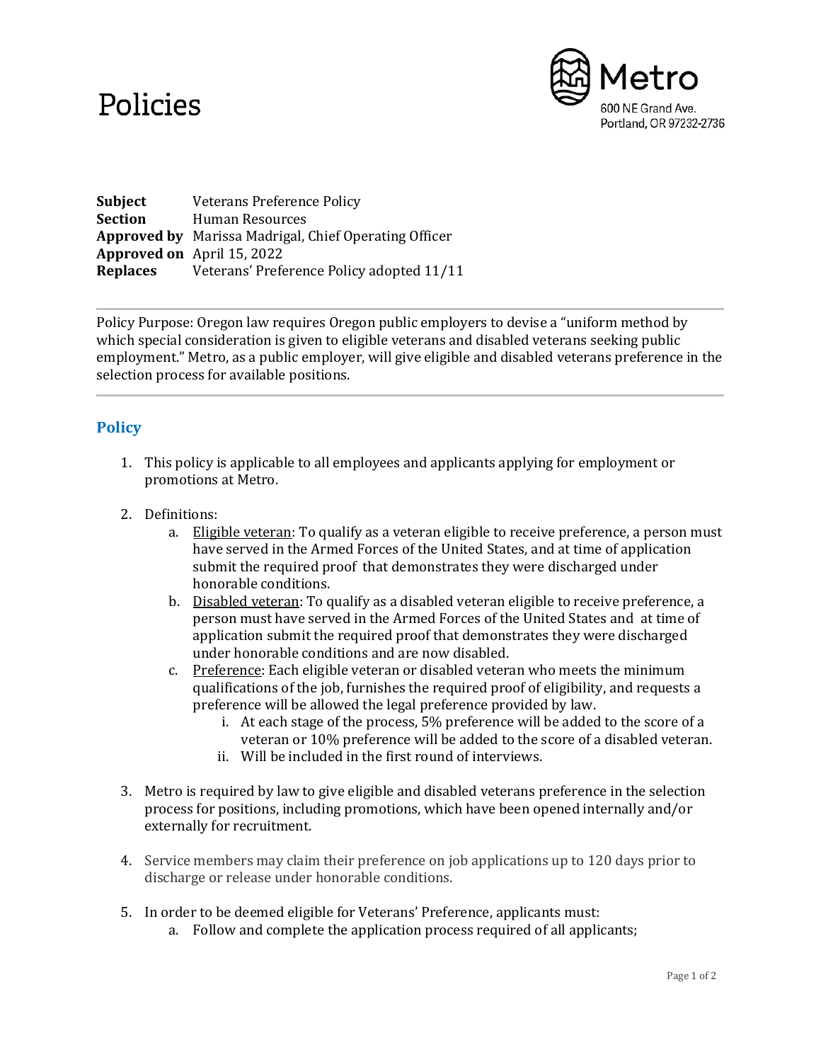# Policies

Metro
600 NE Grand Ave.
Portland, OR 97232-2736

**Subject** Veterans Preference Policy
**Section** Human Resources
**Approved by** Marissa Madrigal, Chief Operating Officer
**Approved on** April 15, 2022
**Replaces** Veterans' Preference Policy adopted 11/11

---

Policy Purpose: Oregon law requires Oregon public employers to devise a "uniform method by which special consideration is given to eligible veterans and disabled veterans seeking public employment." Metro, as a public employer, will give eligible and disabled veterans preference in the selection process for available positions.

---

## Policy

1. This policy is applicable to all employees and applicants applying for employment or promotions at Metro.

2. Definitions:
   a. Eligible veteran: To qualify as a veteran eligible to receive preference, a person must have served in the Armed Forces of the United States, and at time of application submit the required proof that demonstrates they were discharged under honorable conditions.
   b. Disabled veteran: To qualify as a disabled veteran eligible to receive preference, a person must have served in the Armed Forces of the United States and at time of application submit the required proof that demonstrates they were discharged under honorable conditions and are now disabled.
   c. Preference: Each eligible veteran or disabled veteran who meets the minimum qualifications of the job, furnishes the required proof of eligibility, and requests a preference will be allowed the legal preference provided by law.
      i. At each stage of the process, 5% preference will be added to the score of a veteran or 10% preference will be added to the score of a disabled veteran.
      ii. Will be included in the first round of interviews.

3. Metro is required by law to give eligible and disabled veterans preference in the selection process for positions, including promotions, which have been opened internally and/or externally for recruitment.

4. Service members may claim their preference on job applications up to 120 days prior to discharge or release under honorable conditions.

5. In order to be deemed eligible for Veterans' Preference, applicants must:
   a. Follow and complete the application process required of all applicants;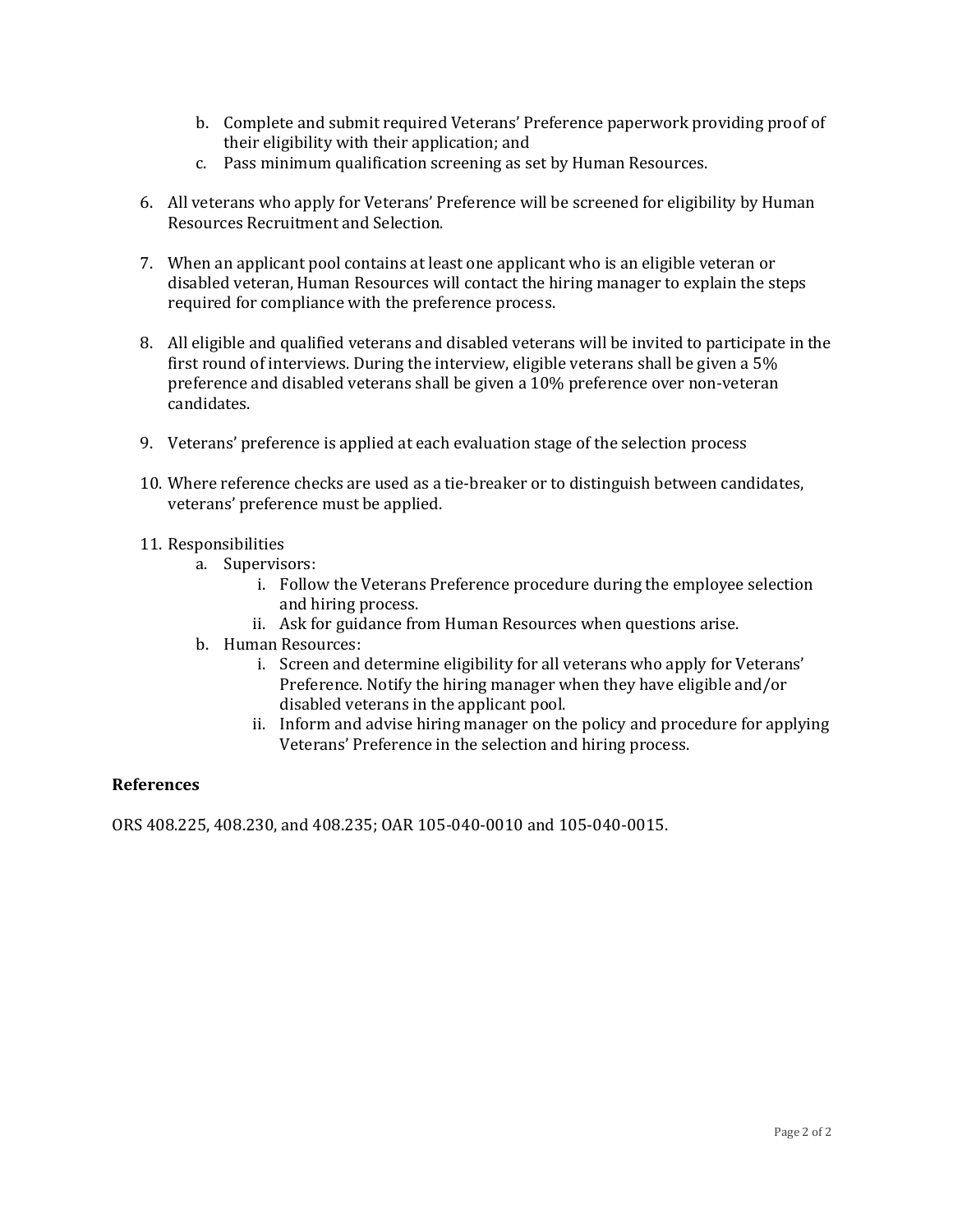b. Complete and submit required Veterans' Preference paperwork providing proof of their eligibility with their application; and
   c. Pass minimum qualification screening as set by Human Resources.

6. All veterans who apply for Veterans' Preference will be screened for eligibility by Human Resources Recruitment and Selection.

7. When an applicant pool contains at least one applicant who is an eligible veteran or disabled veteran, Human Resources will contact the hiring manager to explain the steps required for compliance with the preference process.

8. All eligible and qualified veterans and disabled veterans will be invited to participate in the first round of interviews. During the interview, eligible veterans shall be given a 5% preference and disabled veterans shall be given a 10% preference over non-veteran candidates.

9. Veterans' preference is applied at each evaluation stage of the selection process

10. Where reference checks are used as a tie-breaker or to distinguish between candidates, veterans' preference must be applied.

11. Responsibilities
    a. Supervisors:
        i. Follow the Veterans Preference procedure during the employee selection and hiring process.
        ii. Ask for guidance from Human Resources when questions arise.
    b. Human Resources:
        i. Screen and determine eligibility for all veterans who apply for Veterans' Preference. Notify the hiring manager when they have eligible and/or disabled veterans in the applicant pool.
        ii. Inform and advise hiring manager on the policy and procedure for applying Veterans' Preference in the selection and hiring process.

**References**

ORS 408.225, 408.230, and 408.235; OAR 105-040-0010 and 105-040-0015.